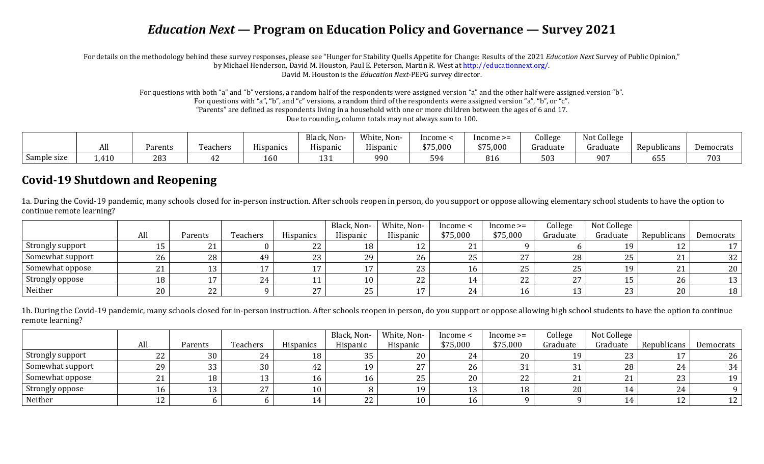# *Education Next* — Program on Education Policy and Governance — Survey 2021

For details on the methodology behind these survey responses, please see "Hunger for Stability Quells Appetite for Change: Results of the 2021 *Education Next* Survey of Public Opinion," by Michael Henderson, David M. Houston, Paul E. Peterson, Martin R. West at http://educationnext.org/.
David M. Houston is the *Education Next*-PEPG survey director.

For questions with both "a" and "b" versions, a random half of the respondents were assigned version "a" and the other half were assigned version "b".
For questions with "a", "b", and "c" versions, a random third of the respondents were assigned version "a", "b", or "c".
"Parents" are defined as respondents living in a household with one or more children between the ages of 6 and 17.
Due to rounding, column totals may not always sum to 100.

| | All | Parents | Teachers | Hispanics | Black, Non-Hispanic | White, Non-Hispanic | Income < $75,000 | Income >= $75,000 | College Graduate | Not College Graduate | Republicans | Democrats |
|---|---|---|---|---|---|---|---|---|---|---|---|---|
| Sample size | 1,410 | 283 | 42 | 160 | 131 | 990 | 594 | 816 | 503 | 907 | 655 | 703 |

## Covid-19 Shutdown and Reopening

1a. During the Covid-19 pandemic, many schools closed for in-person instruction. After schools reopen in person, do you support or oppose allowing elementary school students to have the option to continue remote learning?

| | All | Parents | Teachers | Hispanics | Black, Non-Hispanic | White, Non-Hispanic | Income < $75,000 | Income >= $75,000 | College Graduate | Not College Graduate | Republicans | Democrats |
|---|---|---|---|---|---|---|---|---|---|---|---|---|
| Strongly support | 15 | 21 | 0 | 22 | 18 | 12 | 21 | 9 | 6 | 19 | 12 | 17 |
| Somewhat support | 26 | 28 | 49 | 23 | 29 | 26 | 25 | 27 | 28 | 25 | 21 | 32 |
| Somewhat oppose | 21 | 13 | 17 | 17 | 17 | 23 | 16 | 25 | 25 | 19 | 21 | 20 |
| Strongly oppose | 18 | 17 | 24 | 11 | 10 | 22 | 14 | 22 | 27 | 15 | 26 | 13 |
| Neither | 20 | 22 | 9 | 27 | 25 | 17 | 24 | 16 | 13 | 23 | 20 | 18 |

1b. During the Covid-19 pandemic, many schools closed for in-person instruction. After schools reopen in person, do you support or oppose allowing high school students to have the option to continue remote learning?

| | All | Parents | Teachers | Hispanics | Black, Non-Hispanic | White, Non-Hispanic | Income < $75,000 | Income >= $75,000 | College Graduate | Not College Graduate | Republicans | Democrats |
|---|---|---|---|---|---|---|---|---|---|---|---|---|
| Strongly support | 22 | 30 | 24 | 18 | 35 | 20 | 24 | 20 | 19 | 23 | 17 | 26 |
| Somewhat support | 29 | 33 | 30 | 42 | 19 | 27 | 26 | 31 | 31 | 28 | 24 | 34 |
| Somewhat oppose | 21 | 18 | 13 | 16 | 16 | 25 | 20 | 22 | 21 | 21 | 23 | 19 |
| Strongly oppose | 16 | 13 | 27 | 10 | 8 | 19 | 13 | 18 | 20 | 14 | 24 | 9 |
| Neither | 12 | 6 | 6 | 14 | 22 | 10 | 16 | 9 | 9 | 14 | 12 | 12 |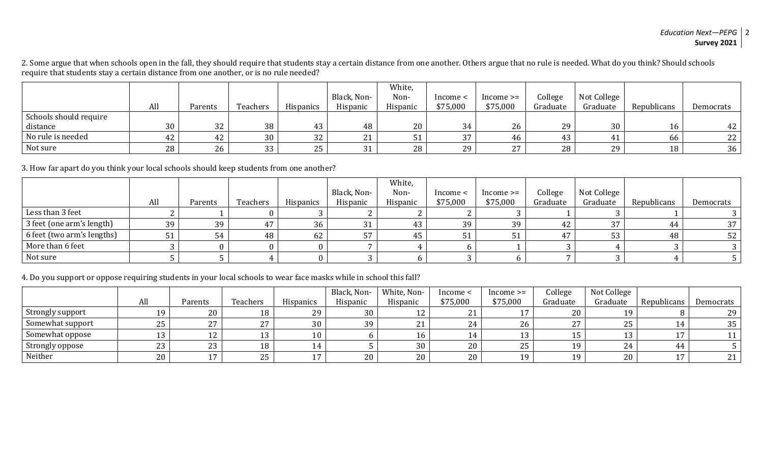2. Some argue that when schools open in the fall, they should require that students stay a certain distance from one another. Others argue that no rule is needed. What do you think? Should schools require that students stay a certain distance from one another, or is no rule needed?

| | All | Parents | Teachers | Hispanics | Black, Non-Hispanic | White, Non-Hispanic | Income < $75,000 | Income >= $75,000 | College Graduate | Not College Graduate | Republicans | Democrats |
|---|---|---|---|---|---|---|---|---|---|---|---|---|
| Schools should require distance | 30 | 32 | 38 | 43 | 48 | 20 | 34 | 26 | 29 | 30 | 16 | 42 |
| No rule is needed | 42 | 42 | 30 | 32 | 21 | 51 | 37 | 46 | 43 | 41 | 66 | 22 |
| Not sure | 28 | 26 | 33 | 25 | 31 | 28 | 29 | 27 | 28 | 29 | 18 | 36 |

3. How far apart do you think your local schools should keep students from one another?

| | All | Parents | Teachers | Hispanics | Black, Non-Hispanic | White, Non-Hispanic | Income < $75,000 | Income >= $75,000 | College Graduate | Not College Graduate | Republicans | Democrats |
|---|---|---|---|---|---|---|---|---|---|---|---|---|
| Less than 3 feet | 2 | 1 | 0 | 3 | 2 | 2 | 2 | 3 | 1 | 3 | 1 | 3 |
| 3 feet (one arm's length) | 39 | 39 | 47 | 36 | 31 | 43 | 39 | 39 | 42 | 37 | 44 | 37 |
| 6 feet (two arm's lengths) | 51 | 54 | 48 | 62 | 57 | 45 | 51 | 51 | 47 | 53 | 48 | 52 |
| More than 6 feet | 3 | 0 | 0 | 0 | 7 | 4 | 6 | 1 | 3 | 4 | 3 | 3 |
| Not sure | 5 | 5 | 4 | 0 | 3 | 6 | 3 | 6 | 7 | 3 | 4 | 5 |

4. Do you support or oppose requiring students in your local schools to wear face masks while in school this fall?

| | All | Parents | Teachers | Hispanics | Black, Non-Hispanic | White, Non-Hispanic | Income < $75,000 | Income >= $75,000 | College Graduate | Not College Graduate | Republicans | Democrats |
|---|---|---|---|---|---|---|---|---|---|---|---|---|
| Strongly support | 19 | 20 | 18 | 29 | 30 | 12 | 21 | 17 | 20 | 19 | 8 | 29 |
| Somewhat support | 25 | 27 | 27 | 30 | 39 | 21 | 24 | 26 | 27 | 25 | 14 | 35 |
| Somewhat oppose | 13 | 12 | 13 | 10 | 6 | 16 | 14 | 13 | 15 | 13 | 17 | 11 |
| Strongly oppose | 23 | 23 | 18 | 14 | 5 | 30 | 20 | 25 | 19 | 24 | 44 | 5 |
| Neither | 20 | 17 | 25 | 17 | 20 | 20 | 20 | 19 | 19 | 20 | 17 | 21 |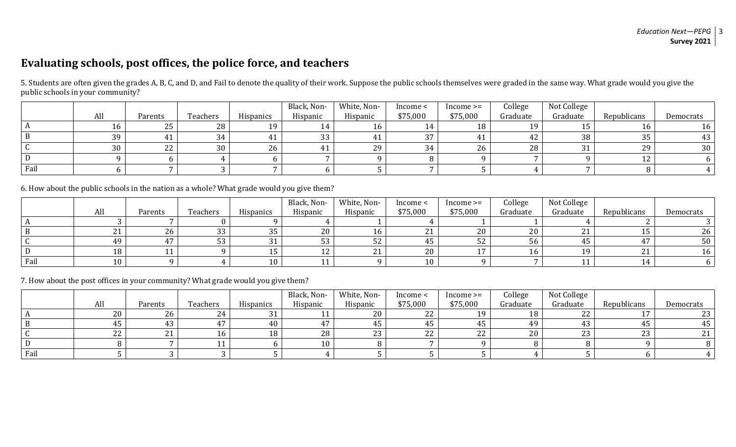## Evaluating schools, post offices, the police force, and teachers

5. Students are often given the grades A, B, C, and D, and Fail to denote the quality of their work. Suppose the public schools themselves were graded in the same way. What grade would you give the public schools in your community?

| | All | Parents | Teachers | Hispanics | Black, Non-Hispanic | White, Non-Hispanic | Income < $75,000 | Income >= $75,000 | College Graduate | Not College Graduate | Republicans | Democrats |
|---|---|---|---|---|---|---|---|---|---|---|---|---|
| A | 16 | 25 | 28 | 19 | 14 | 16 | 14 | 18 | 19 | 15 | 16 | 16 |
| B | 39 | 41 | 34 | 41 | 33 | 41 | 37 | 41 | 42 | 38 | 35 | 43 |
| C | 30 | 22 | 30 | 26 | 41 | 29 | 34 | 26 | 28 | 31 | 29 | 30 |
| D | 9 | 6 | 4 | 6 | 7 | 9 | 8 | 9 | 7 | 9 | 12 | 6 |
| Fail | 6 | 7 | 3 | 7 | 6 | 5 | 7 | 5 | 4 | 7 | 8 | 4 |

6. How about the public schools in the nation as a whole? What grade would you give them?

| | All | Parents | Teachers | Hispanics | Black, Non-Hispanic | White, Non-Hispanic | Income < $75,000 | Income >= $75,000 | College Graduate | Not College Graduate | Republicans | Democrats |
|---|---|---|---|---|---|---|---|---|---|---|---|---|
| A | 3 | 7 | 0 | 9 | 4 | 1 | 4 | 1 | 1 | 4 | 2 | 3 |
| B | 21 | 26 | 33 | 35 | 20 | 16 | 21 | 20 | 20 | 21 | 15 | 26 |
| C | 49 | 47 | 53 | 31 | 53 | 52 | 45 | 52 | 56 | 45 | 47 | 50 |
| D | 18 | 11 | 9 | 15 | 12 | 21 | 20 | 17 | 16 | 19 | 21 | 16 |
| Fail | 10 | 9 | 4 | 10 | 11 | 9 | 10 | 9 | 7 | 11 | 14 | 6 |

7. How about the post offices in your community? What grade would you give them?

| | All | Parents | Teachers | Hispanics | Black, Non-Hispanic | White, Non-Hispanic | Income < $75,000 | Income >= $75,000 | College Graduate | Not College Graduate | Republicans | Democrats |
|---|---|---|---|---|---|---|---|---|---|---|---|---|
| A | 20 | 26 | 24 | 31 | 11 | 20 | 22 | 19 | 18 | 22 | 17 | 23 |
| B | 45 | 43 | 47 | 40 | 47 | 45 | 45 | 45 | 49 | 43 | 45 | 45 |
| C | 22 | 21 | 16 | 18 | 28 | 23 | 22 | 22 | 20 | 23 | 23 | 21 |
| D | 8 | 7 | 11 | 6 | 10 | 8 | 7 | 9 | 8 | 8 | 9 | 8 |
| Fail | 5 | 3 | 3 | 5 | 4 | 5 | 5 | 5 | 4 | 5 | 6 | 4 |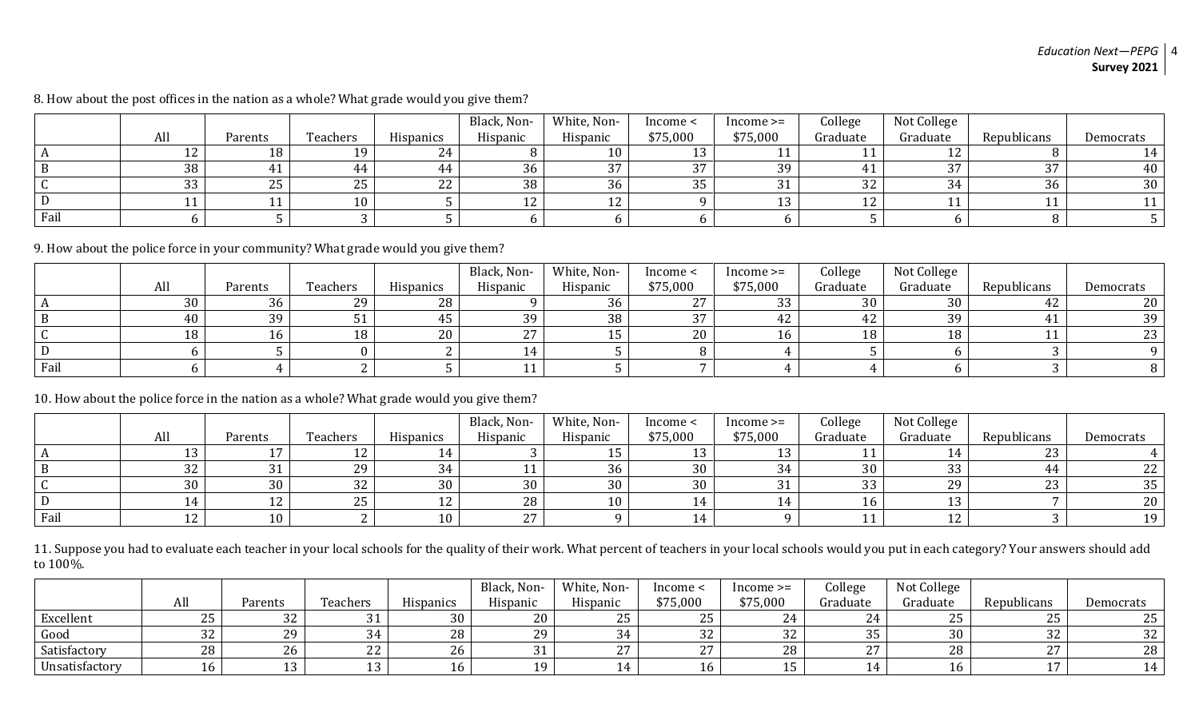8. How about the post offices in the nation as a whole? What grade would you give them?

| | All | Parents | Teachers | Hispanics | Black, Non-Hispanic | White, Non-Hispanic | Income < $75,000 | Income >= $75,000 | College Graduate | Not College Graduate | Republicans | Democrats |
|---|---|---|---|---|---|---|---|---|---|---|---|---|
| A | 12 | 18 | 19 | 24 | 8 | 10 | 13 | 11 | 11 | 12 | 8 | 14 |
| B | 38 | 41 | 44 | 44 | 36 | 37 | 37 | 39 | 41 | 37 | 37 | 40 |
| C | 33 | 25 | 25 | 22 | 38 | 36 | 35 | 31 | 32 | 34 | 36 | 30 |
| D | 11 | 11 | 10 | 5 | 12 | 12 | 9 | 13 | 12 | 11 | 11 | 11 |
| Fail | 6 | 5 | 3 | 5 | 6 | 6 | 6 | 6 | 5 | 6 | 8 | 5 |

9. How about the police force in your community? What grade would you give them?

| | All | Parents | Teachers | Hispanics | Black, Non-Hispanic | White, Non-Hispanic | Income < $75,000 | Income >= $75,000 | College Graduate | Not College Graduate | Republicans | Democrats |
|---|---|---|---|---|---|---|---|---|---|---|---|---|
| A | 30 | 36 | 29 | 28 | 9 | 36 | 27 | 33 | 30 | 30 | 42 | 20 |
| B | 40 | 39 | 51 | 45 | 39 | 38 | 37 | 42 | 42 | 39 | 41 | 39 |
| C | 18 | 16 | 18 | 20 | 27 | 15 | 20 | 16 | 18 | 18 | 11 | 23 |
| D | 6 | 5 | 0 | 2 | 14 | 5 | 8 | 4 | 5 | 6 | 3 | 9 |
| Fail | 6 | 4 | 2 | 5 | 11 | 5 | 7 | 4 | 4 | 6 | 3 | 8 |

10. How about the police force in the nation as a whole? What grade would you give them?

| | All | Parents | Teachers | Hispanics | Black, Non-Hispanic | White, Non-Hispanic | Income < $75,000 | Income >= $75,000 | College Graduate | Not College Graduate | Republicans | Democrats |
|---|---|---|---|---|---|---|---|---|---|---|---|---|
| A | 13 | 17 | 12 | 14 | 3 | 15 | 13 | 13 | 11 | 14 | 23 | 4 |
| B | 32 | 31 | 29 | 34 | 11 | 36 | 30 | 34 | 30 | 33 | 44 | 22 |
| C | 30 | 30 | 32 | 30 | 30 | 30 | 30 | 31 | 33 | 29 | 23 | 35 |
| D | 14 | 12 | 25 | 12 | 28 | 10 | 14 | 14 | 16 | 13 | 7 | 20 |
| Fail | 12 | 10 | 2 | 10 | 27 | 9 | 14 | 9 | 11 | 12 | 3 | 19 |

11. Suppose you had to evaluate each teacher in your local schools for the quality of their work. What percent of teachers in your local schools would you put in each category? Your answers should add to 100%.

| | All | Parents | Teachers | Hispanics | Black, Non-Hispanic | White, Non-Hispanic | Income < $75,000 | Income >= $75,000 | College Graduate | Not College Graduate | Republicans | Democrats |
|---|---|---|---|---|---|---|---|---|---|---|---|---|
| Excellent | 25 | 32 | 31 | 30 | 20 | 25 | 25 | 24 | 24 | 25 | 25 | 25 |
| Good | 32 | 29 | 34 | 28 | 29 | 34 | 32 | 32 | 35 | 30 | 32 | 32 |
| Satisfactory | 28 | 26 | 22 | 26 | 31 | 27 | 27 | 28 | 27 | 28 | 27 | 28 |
| Unsatisfactory | 16 | 13 | 13 | 16 | 19 | 14 | 16 | 15 | 14 | 16 | 17 | 14 |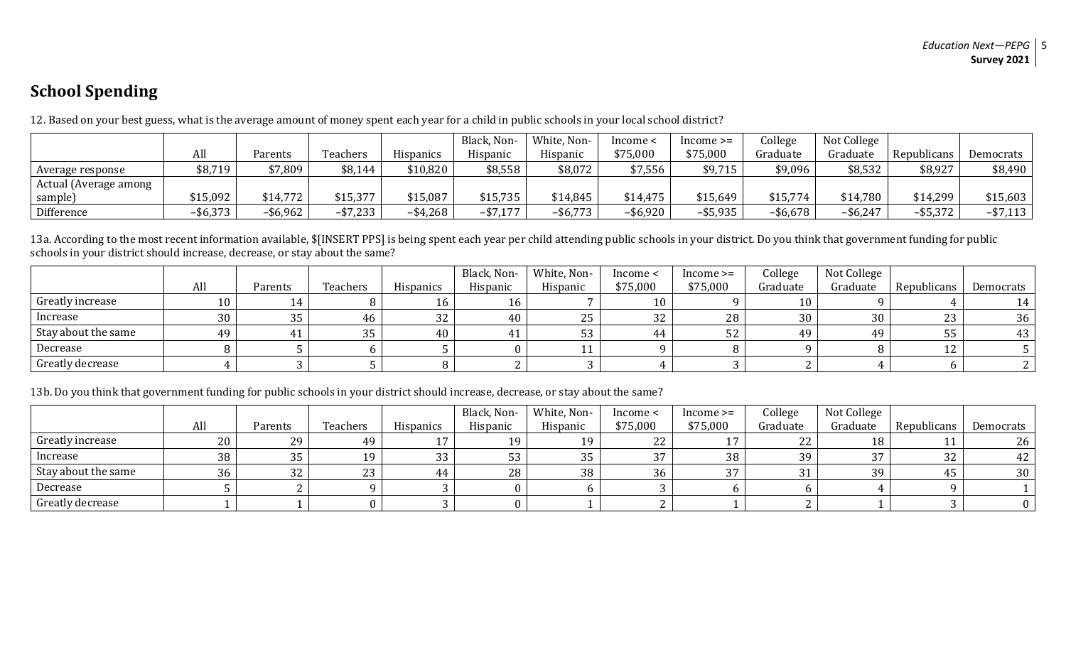## School Spending

12. Based on your best guess, what is the average amount of money spent each year for a child in public schools in your local school district?

| | All | Parents | Teachers | Hispanics | Black, Non-Hispanic | White, Non-Hispanic | Income < $75,000 | Income >= $75,000 | College Graduate | Not College Graduate | Republicans | Democrats |
|---|---|---|---|---|---|---|---|---|---|---|---|---|
| Average response | $8,719 | $7,809 | $8,144 | $10,820 | $8,558 | $8,072 | $7,556 | $9,715 | $9,096 | $8,532 | $8,927 | $8,490 |
| Actual (Average among sample) | $15,092 | $14,772 | $15,377 | $15,087 | $15,735 | $14,845 | $14,475 | $15,649 | $15,774 | $14,780 | $14,299 | $15,603 |
| Difference | –$6,373 | –$6,962 | –$7,233 | –$4,268 | –$7,177 | –$6,773 | –$6,920 | –$5,935 | –$6,678 | –$6,247 | –$5,372 | –$7,113 |

13a. According to the most recent information available, $[INSERT PPS] is being spent each year per child attending public schools in your district. Do you think that government funding for public schools in your district should increase, decrease, or stay about the same?

| | All | Parents | Teachers | Hispanics | Black, Non-Hispanic | White, Non-Hispanic | Income < $75,000 | Income >= $75,000 | College Graduate | Not College Graduate | Republicans | Democrats |
|---|---|---|---|---|---|---|---|---|---|---|---|---|
| Greatly increase | 10 | 14 | 8 | 16 | 16 | 7 | 10 | 9 | 10 | 9 | 4 | 14 |
| Increase | 30 | 35 | 46 | 32 | 40 | 25 | 32 | 28 | 30 | 30 | 23 | 36 |
| Stay about the same | 49 | 41 | 35 | 40 | 41 | 53 | 44 | 52 | 49 | 49 | 55 | 43 |
| Decrease | 8 | 5 | 6 | 5 | 0 | 11 | 9 | 8 | 9 | 8 | 12 | 5 |
| Greatly decrease | 4 | 3 | 5 | 8 | 2 | 3 | 4 | 3 | 2 | 4 | 6 | 2 |

13b. Do you think that government funding for public schools in your district should increase, decrease, or stay about the same?

| | All | Parents | Teachers | Hispanics | Black, Non-Hispanic | White, Non-Hispanic | Income < $75,000 | Income >= $75,000 | College Graduate | Not College Graduate | Republicans | Democrats |
|---|---|---|---|---|---|---|---|---|---|---|---|---|
| Greatly increase | 20 | 29 | 49 | 17 | 19 | 19 | 22 | 17 | 22 | 18 | 11 | 26 |
| Increase | 38 | 35 | 19 | 33 | 53 | 35 | 37 | 38 | 39 | 37 | 32 | 42 |
| Stay about the same | 36 | 32 | 23 | 44 | 28 | 38 | 36 | 37 | 31 | 39 | 45 | 30 |
| Decrease | 5 | 2 | 9 | 3 | 0 | 6 | 3 | 6 | 6 | 4 | 9 | 1 |
| Greatly decrease | 1 | 1 | 0 | 3 | 0 | 1 | 2 | 1 | 2 | 1 | 3 | 0 |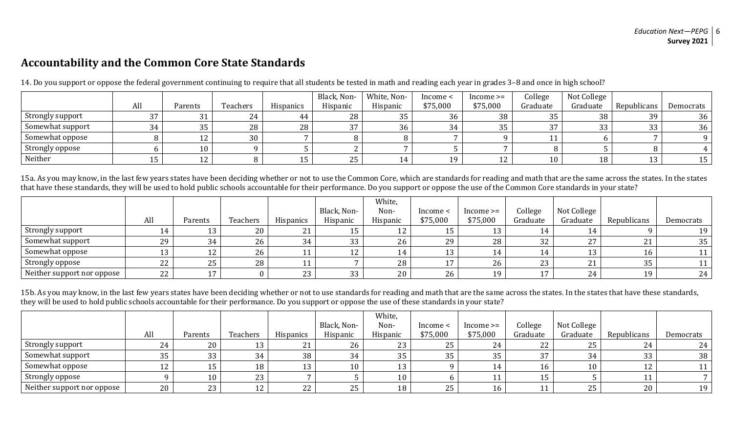## Accountability and the Common Core State Standards

14. Do you support or oppose the federal government continuing to require that all students be tested in math and reading each year in grades 3–8 and once in high school?

| | All | Parents | Teachers | Hispanics | Black, Non-Hispanic | White, Non-Hispanic | Income < $75,000 | Income >= $75,000 | College Graduate | Not College Graduate | Republicans | Democrats |
|---|---|---|---|---|---|---|---|---|---|---|---|---|
| Strongly support | 37 | 31 | 24 | 44 | 28 | 35 | 36 | 38 | 35 | 38 | 39 | 36 |
| Somewhat support | 34 | 35 | 28 | 28 | 37 | 36 | 34 | 35 | 37 | 33 | 33 | 36 |
| Somewhat oppose | 8 | 12 | 30 | 7 | 8 | 8 | 7 | 9 | 11 | 6 | 7 | 9 |
| Strongly oppose | 6 | 10 | 9 | 5 | 2 | 7 | 5 | 7 | 8 | 5 | 8 | 4 |
| Neither | 15 | 12 | 8 | 15 | 25 | 14 | 19 | 12 | 10 | 18 | 13 | 15 |

15a. As you may know, in the last few years states have been deciding whether or not to use the Common Core, which are standards for reading and math that are the same across the states. In the states that have these standards, they will be used to hold public schools accountable for their performance. Do you support or oppose the use of the Common Core standards in your state?

| | All | Parents | Teachers | Hispanics | Black, Non-Hispanic | White, Non-Hispanic | Income < $75,000 | Income >= $75,000 | College Graduate | Not College Graduate | Republicans | Democrats |
|---|---|---|---|---|---|---|---|---|---|---|---|---|
| Strongly support | 14 | 13 | 20 | 21 | 15 | 12 | 15 | 13 | 14 | 14 | 9 | 19 |
| Somewhat support | 29 | 34 | 26 | 34 | 33 | 26 | 29 | 28 | 32 | 27 | 21 | 35 |
| Somewhat oppose | 13 | 12 | 26 | 11 | 12 | 14 | 13 | 14 | 14 | 13 | 16 | 11 |
| Strongly oppose | 22 | 25 | 28 | 11 | 7 | 28 | 17 | 26 | 23 | 21 | 35 | 11 |
| Neither support nor oppose | 22 | 17 | 0 | 23 | 33 | 20 | 26 | 19 | 17 | 24 | 19 | 24 |

15b. As you may know, in the last few years states have been deciding whether or not to use standards for reading and math that are the same across the states. In the states that have these standards, they will be used to hold public schools accountable for their performance. Do you support or oppose the use of these standards in your state?

| | All | Parents | Teachers | Hispanics | Black, Non-Hispanic | White, Non-Hispanic | Income < $75,000 | Income >= $75,000 | College Graduate | Not College Graduate | Republicans | Democrats |
|---|---|---|---|---|---|---|---|---|---|---|---|---|
| Strongly support | 24 | 20 | 13 | 21 | 26 | 23 | 25 | 24 | 22 | 25 | 24 | 24 |
| Somewhat support | 35 | 33 | 34 | 38 | 34 | 35 | 35 | 35 | 37 | 34 | 33 | 38 |
| Somewhat oppose | 12 | 15 | 18 | 13 | 10 | 13 | 9 | 14 | 16 | 10 | 12 | 11 |
| Strongly oppose | 9 | 10 | 23 | 7 | 5 | 10 | 6 | 11 | 15 | 5 | 11 | 7 |
| Neither support nor oppose | 20 | 23 | 12 | 22 | 25 | 18 | 25 | 16 | 11 | 25 | 20 | 19 |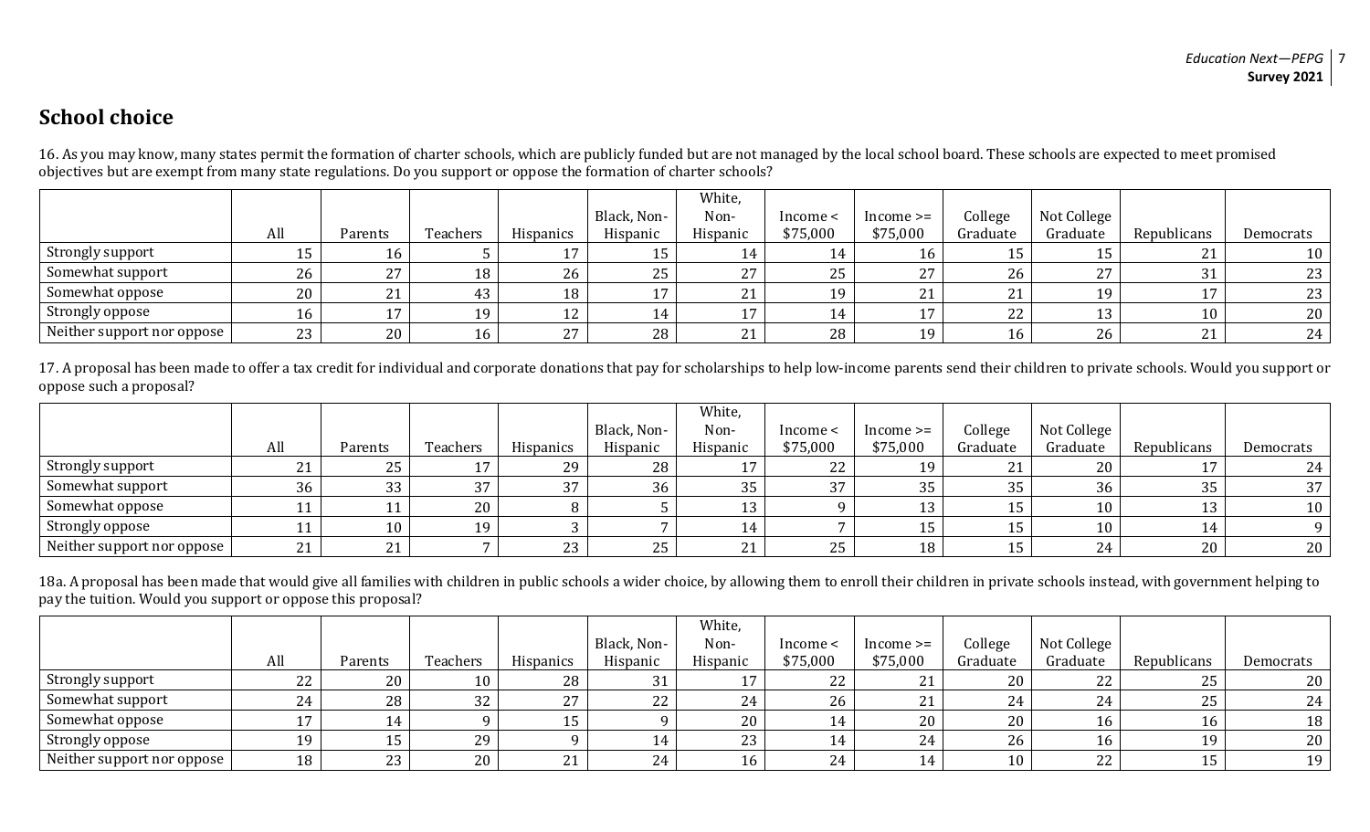## School choice

16. As you may know, many states permit the formation of charter schools, which are publicly funded but are not managed by the local school board. These schools are expected to meet promised objectives but are exempt from many state regulations. Do you support or oppose the formation of charter schools?

| | All | Parents | Teachers | Hispanics | Black, Non-Hispanic | White, Non-Hispanic | Income < $75,000 | Income >= $75,000 | College Graduate | Not College Graduate | Republicans | Democrats |
|---|---|---|---|---|---|---|---|---|---|---|---|---|
| Strongly support | 15 | 16 | 5 | 17 | 15 | 14 | 14 | 16 | 15 | 15 | 21 | 10 |
| Somewhat support | 26 | 27 | 18 | 26 | 25 | 27 | 25 | 27 | 26 | 27 | 31 | 23 |
| Somewhat oppose | 20 | 21 | 43 | 18 | 17 | 21 | 19 | 21 | 21 | 19 | 17 | 23 |
| Strongly oppose | 16 | 17 | 19 | 12 | 14 | 17 | 14 | 17 | 22 | 13 | 10 | 20 |
| Neither support nor oppose | 23 | 20 | 16 | 27 | 28 | 21 | 28 | 19 | 16 | 26 | 21 | 24 |

17. A proposal has been made to offer a tax credit for individual and corporate donations that pay for scholarships to help low-income parents send their children to private schools. Would you support or oppose such a proposal?

| | All | Parents | Teachers | Hispanics | Black, Non-Hispanic | White, Non-Hispanic | Income < $75,000 | Income >= $75,000 | College Graduate | Not College Graduate | Republicans | Democrats |
|---|---|---|---|---|---|---|---|---|---|---|---|---|
| Strongly support | 21 | 25 | 17 | 29 | 28 | 17 | 22 | 19 | 21 | 20 | 17 | 24 |
| Somewhat support | 36 | 33 | 37 | 37 | 36 | 35 | 37 | 35 | 35 | 36 | 35 | 37 |
| Somewhat oppose | 11 | 11 | 20 | 8 | 5 | 13 | 9 | 13 | 15 | 10 | 13 | 10 |
| Strongly oppose | 11 | 10 | 19 | 3 | 7 | 14 | 7 | 15 | 15 | 10 | 14 | 9 |
| Neither support nor oppose | 21 | 21 | 7 | 23 | 25 | 21 | 25 | 18 | 15 | 24 | 20 | 20 |

18a. A proposal has been made that would give all families with children in public schools a wider choice, by allowing them to enroll their children in private schools instead, with government helping to pay the tuition. Would you support or oppose this proposal?

| | All | Parents | Teachers | Hispanics | Black, Non-Hispanic | White, Non-Hispanic | Income < $75,000 | Income >= $75,000 | College Graduate | Not College Graduate | Republicans | Democrats |
|---|---|---|---|---|---|---|---|---|---|---|---|---|
| Strongly support | 22 | 20 | 10 | 28 | 31 | 17 | 22 | 21 | 20 | 22 | 25 | 20 |
| Somewhat support | 24 | 28 | 32 | 27 | 22 | 24 | 26 | 21 | 24 | 24 | 25 | 24 |
| Somewhat oppose | 17 | 14 | 9 | 15 | 9 | 20 | 14 | 20 | 20 | 16 | 16 | 18 |
| Strongly oppose | 19 | 15 | 29 | 9 | 14 | 23 | 14 | 24 | 26 | 16 | 19 | 20 |
| Neither support nor oppose | 18 | 23 | 20 | 21 | 24 | 16 | 24 | 14 | 10 | 22 | 15 | 19 |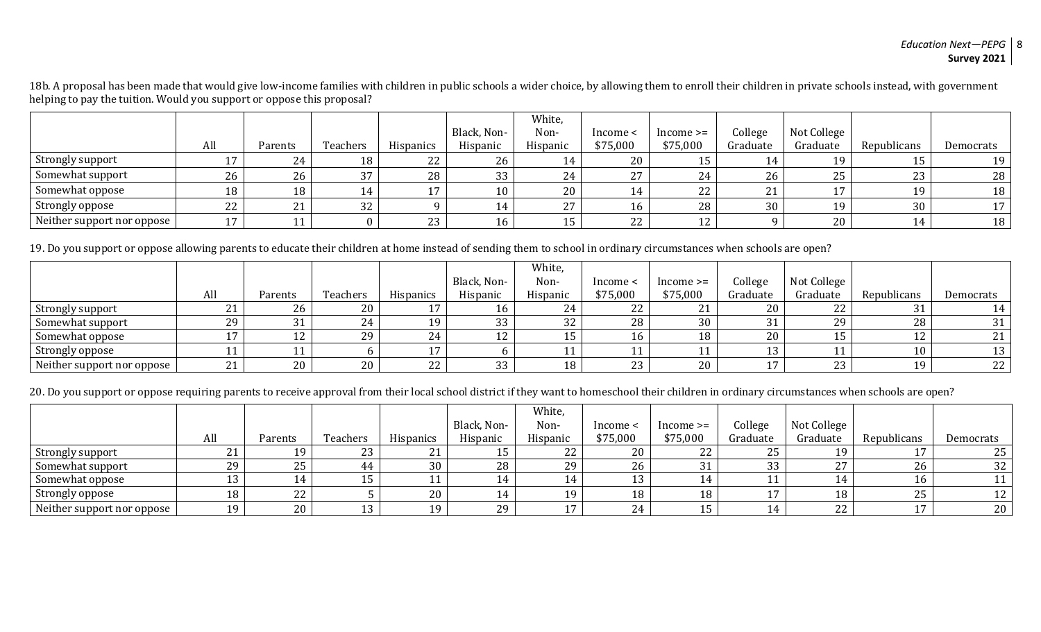18b. A proposal has been made that would give low-income families with children in public schools a wider choice, by allowing them to enroll their children in private schools instead, with government helping to pay the tuition. Would you support or oppose this proposal?

| | All | Parents | Teachers | Hispanics | Black, Non-Hispanic | White, Non-Hispanic | Income < $75,000 | Income >= $75,000 | College Graduate | Not College Graduate | Republicans | Democrats |
|---|---|---|---|---|---|---|---|---|---|---|---|---|
| Strongly support | 17 | 24 | 18 | 22 | 26 | 14 | 20 | 15 | 14 | 19 | 15 | 19 |
| Somewhat support | 26 | 26 | 37 | 28 | 33 | 24 | 27 | 24 | 26 | 25 | 23 | 28 |
| Somewhat oppose | 18 | 18 | 14 | 17 | 10 | 20 | 14 | 22 | 21 | 17 | 19 | 18 |
| Strongly oppose | 22 | 21 | 32 | 9 | 14 | 27 | 16 | 28 | 30 | 19 | 30 | 17 |
| Neither support nor oppose | 17 | 11 | 0 | 23 | 16 | 15 | 22 | 12 | 9 | 20 | 14 | 18 |

19. Do you support or oppose allowing parents to educate their children at home instead of sending them to school in ordinary circumstances when schools are open?

| | All | Parents | Teachers | Hispanics | Black, Non-Hispanic | White, Non-Hispanic | Income < $75,000 | Income >= $75,000 | College Graduate | Not College Graduate | Republicans | Democrats |
|---|---|---|---|---|---|---|---|---|---|---|---|---|
| Strongly support | 21 | 26 | 20 | 17 | 16 | 24 | 22 | 21 | 20 | 22 | 31 | 14 |
| Somewhat support | 29 | 31 | 24 | 19 | 33 | 32 | 28 | 30 | 31 | 29 | 28 | 31 |
| Somewhat oppose | 17 | 12 | 29 | 24 | 12 | 15 | 16 | 18 | 20 | 15 | 12 | 21 |
| Strongly oppose | 11 | 11 | 6 | 17 | 6 | 11 | 11 | 11 | 13 | 11 | 10 | 13 |
| Neither support nor oppose | 21 | 20 | 20 | 22 | 33 | 18 | 23 | 20 | 17 | 23 | 19 | 22 |

20. Do you support or oppose requiring parents to receive approval from their local school district if they want to homeschool their children in ordinary circumstances when schools are open?

| | All | Parents | Teachers | Hispanics | Black, Non-Hispanic | White, Non-Hispanic | Income < $75,000 | Income >= $75,000 | College Graduate | Not College Graduate | Republicans | Democrats |
|---|---|---|---|---|---|---|---|---|---|---|---|---|
| Strongly support | 21 | 19 | 23 | 21 | 15 | 22 | 20 | 22 | 25 | 19 | 17 | 25 |
| Somewhat support | 29 | 25 | 44 | 30 | 28 | 29 | 26 | 31 | 33 | 27 | 26 | 32 |
| Somewhat oppose | 13 | 14 | 15 | 11 | 14 | 14 | 13 | 14 | 11 | 14 | 16 | 11 |
| Strongly oppose | 18 | 22 | 5 | 20 | 14 | 19 | 18 | 18 | 17 | 18 | 25 | 12 |
| Neither support nor oppose | 19 | 20 | 13 | 19 | 29 | 17 | 24 | 15 | 14 | 22 | 17 | 20 |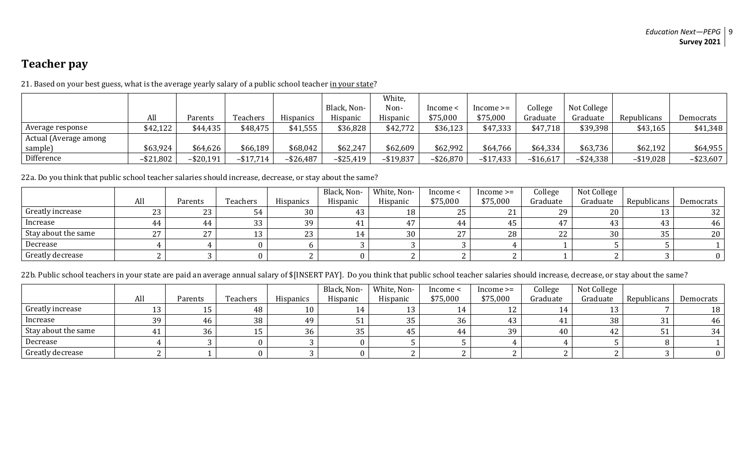## Teacher pay

21. Based on your best guess, what is the average yearly salary of a public school teacher in your state?

| | All | Parents | Teachers | Hispanics | Black, Non-Hispanic | White, Non-Hispanic | Income < $75,000 | Income >= $75,000 | College Graduate | Not College Graduate | Republicans | Democrats |
|---|---|---|---|---|---|---|---|---|---|---|---|---|
| Average response | $42,122 | $44,435 | $48,475 | $41,555 | $36,828 | $42,772 | $36,123 | $47,333 | $47,718 | $39,398 | $43,165 | $41,348 |
| Actual (Average among sample) | $63,924 | $64,626 | $66,189 | $68,042 | $62,247 | $62,609 | $62,992 | $64,766 | $64,334 | $63,736 | $62,192 | $64,955 |
| Difference | –$21,802 | –$20,191 | –$17,714 | –$26,487 | –$25,419 | –$19,837 | –$26,870 | –$17,433 | –$16,617 | –$24,338 | –$19,028 | –$23,607 |

22a. Do you think that public school teacher salaries should increase, decrease, or stay about the same?

| | All | Parents | Teachers | Hispanics | Black, Non-Hispanic | White, Non-Hispanic | Income < $75,000 | Income >= $75,000 | College Graduate | Not College Graduate | Republicans | Democrats |
|---|---|---|---|---|---|---|---|---|---|---|---|---|
| Greatly increase | 23 | 23 | 54 | 30 | 43 | 18 | 25 | 21 | 29 | 20 | 13 | 32 |
| Increase | 44 | 44 | 33 | 39 | 41 | 47 | 44 | 45 | 47 | 43 | 43 | 46 |
| Stay about the same | 27 | 27 | 13 | 23 | 14 | 30 | 27 | 28 | 22 | 30 | 35 | 20 |
| Decrease | 4 | 4 | 0 | 6 | 3 | 3 | 3 | 4 | 1 | 5 | 5 | 1 |
| Greatly decrease | 2 | 3 | 0 | 2 | 0 | 2 | 2 | 2 | 1 | 2 | 3 | 0 |

22b. Public school teachers in your state are paid an average annual salary of $[INSERT PAY]. Do you think that public school teacher salaries should increase, decrease, or stay about the same?

| | All | Parents | Teachers | Hispanics | Black, Non-Hispanic | White, Non-Hispanic | Income < $75,000 | Income >= $75,000 | College Graduate | Not College Graduate | Republicans | Democrats |
|---|---|---|---|---|---|---|---|---|---|---|---|---|
| Greatly increase | 13 | 15 | 48 | 10 | 14 | 13 | 14 | 12 | 14 | 13 | 7 | 18 |
| Increase | 39 | 46 | 38 | 49 | 51 | 35 | 36 | 43 | 41 | 38 | 31 | 46 |
| Stay about the same | 41 | 36 | 15 | 36 | 35 | 45 | 44 | 39 | 40 | 42 | 51 | 34 |
| Decrease | 4 | 3 | 0 | 3 | 0 | 5 | 5 | 4 | 4 | 5 | 8 | 1 |
| Greatly decrease | 2 | 1 | 0 | 3 | 0 | 2 | 2 | 2 | 2 | 2 | 3 | 0 |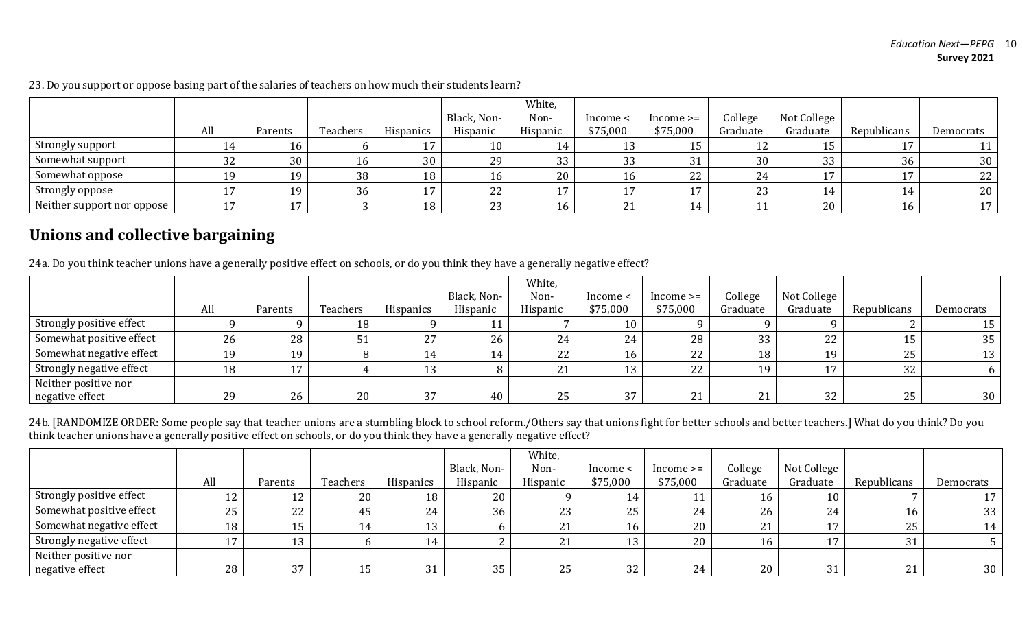23. Do you support or oppose basing part of the salaries of teachers on how much their students learn?

| | All | Parents | Teachers | Hispanics | Black, Non-Hispanic | White, Non-Hispanic | Income < $75,000 | Income >= $75,000 | College Graduate | Not College Graduate | Republicans | Democrats |
|---|---|---|---|---|---|---|---|---|---|---|---|---|
| Strongly support | 14 | 16 | 6 | 17 | 10 | 14 | 13 | 15 | 12 | 15 | 17 | 11 |
| Somewhat support | 32 | 30 | 16 | 30 | 29 | 33 | 33 | 31 | 30 | 33 | 36 | 30 |
| Somewhat oppose | 19 | 19 | 38 | 18 | 16 | 20 | 16 | 22 | 24 | 17 | 17 | 22 |
| Strongly oppose | 17 | 19 | 36 | 17 | 22 | 17 | 17 | 17 | 23 | 14 | 14 | 20 |
| Neither support nor oppose | 17 | 17 | 3 | 18 | 23 | 16 | 21 | 14 | 11 | 20 | 16 | 17 |

## Unions and collective bargaining

24a. Do you think teacher unions have a generally positive effect on schools, or do you think they have a generally negative effect?

| | All | Parents | Teachers | Hispanics | Black, Non-Hispanic | White, Non-Hispanic | Income < $75,000 | Income >= $75,000 | College Graduate | Not College Graduate | Republicans | Democrats |
|---|---|---|---|---|---|---|---|---|---|---|---|---|
| Strongly positive effect | 9 | 9 | 18 | 9 | 11 | 7 | 10 | 9 | 9 | 9 | 2 | 15 |
| Somewhat positive effect | 26 | 28 | 51 | 27 | 26 | 24 | 24 | 28 | 33 | 22 | 15 | 35 |
| Somewhat negative effect | 19 | 19 | 8 | 14 | 14 | 22 | 16 | 22 | 18 | 19 | 25 | 13 |
| Strongly negative effect | 18 | 17 | 4 | 13 | 8 | 21 | 13 | 22 | 19 | 17 | 32 | 6 |
| Neither positive nor negative effect | 29 | 26 | 20 | 37 | 40 | 25 | 37 | 21 | 21 | 32 | 25 | 30 |

24b. [RANDOMIZE ORDER: Some people say that teacher unions are a stumbling block to school reform./Others say that unions fight for better schools and better teachers.] What do you think? Do you think teacher unions have a generally positive effect on schools, or do you think they have a generally negative effect?

| | All | Parents | Teachers | Hispanics | Black, Non-Hispanic | White, Non-Hispanic | Income < $75,000 | Income >= $75,000 | College Graduate | Not College Graduate | Republicans | Democrats |
|---|---|---|---|---|---|---|---|---|---|---|---|---|
| Strongly positive effect | 12 | 12 | 20 | 18 | 20 | 9 | 14 | 11 | 16 | 10 | 7 | 17 |
| Somewhat positive effect | 25 | 22 | 45 | 24 | 36 | 23 | 25 | 24 | 26 | 24 | 16 | 33 |
| Somewhat negative effect | 18 | 15 | 14 | 13 | 6 | 21 | 16 | 20 | 21 | 17 | 25 | 14 |
| Strongly negative effect | 17 | 13 | 6 | 14 | 2 | 21 | 13 | 20 | 16 | 17 | 31 | 5 |
| Neither positive nor negative effect | 28 | 37 | 15 | 31 | 35 | 25 | 32 | 24 | 20 | 31 | 21 | 30 |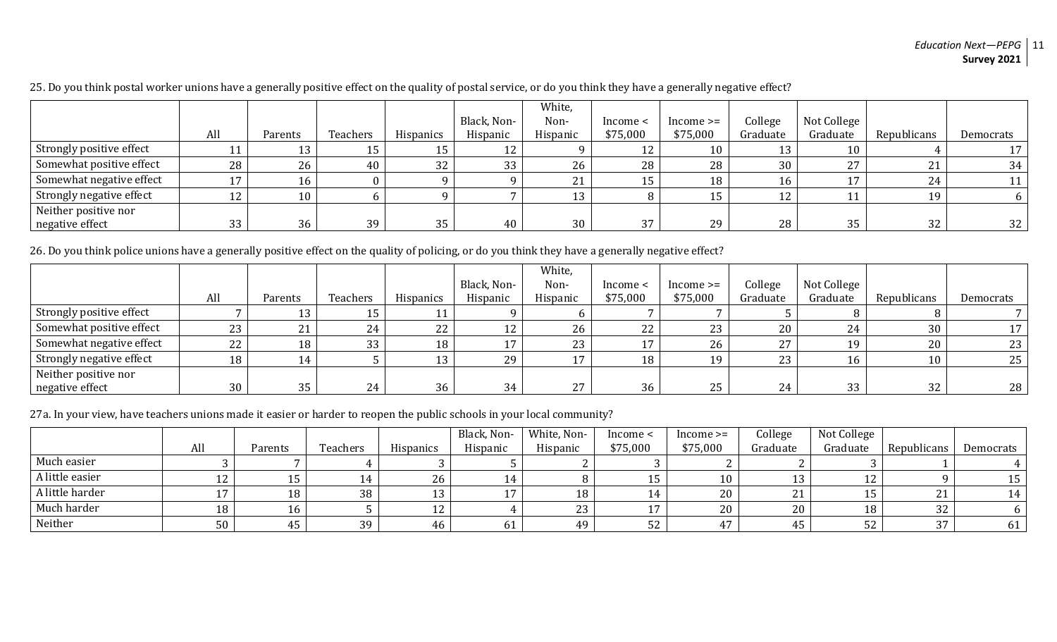25. Do you think postal worker unions have a generally positive effect on the quality of postal service, or do you think they have a generally negative effect?

| | All | Parents | Teachers | Hispanics | Black, Non-Hispanic | White, Non-Hispanic | Income < $75,000 | Income >= $75,000 | College Graduate | Not College Graduate | Republicans | Democrats |
|---|---|---|---|---|---|---|---|---|---|---|---|---|
| Strongly positive effect | 11 | 13 | 15 | 15 | 12 | 9 | 12 | 10 | 13 | 10 | 4 | 17 |
| Somewhat positive effect | 28 | 26 | 40 | 32 | 33 | 26 | 28 | 28 | 30 | 27 | 21 | 34 |
| Somewhat negative effect | 17 | 16 | 0 | 9 | 9 | 21 | 15 | 18 | 16 | 17 | 24 | 11 |
| Strongly negative effect | 12 | 10 | 6 | 9 | 7 | 13 | 8 | 15 | 12 | 11 | 19 | 6 |
| Neither positive nor negative effect | 33 | 36 | 39 | 35 | 40 | 30 | 37 | 29 | 28 | 35 | 32 | 32 |

26. Do you think police unions have a generally positive effect on the quality of policing, or do you think they have a generally negative effect?

| | All | Parents | Teachers | Hispanics | Black, Non-Hispanic | White, Non-Hispanic | Income < $75,000 | Income >= $75,000 | College Graduate | Not College Graduate | Republicans | Democrats |
|---|---|---|---|---|---|---|---|---|---|---|---|---|
| Strongly positive effect | 7 | 13 | 15 | 11 | 9 | 6 | 7 | 7 | 5 | 8 | 8 | 7 |
| Somewhat positive effect | 23 | 21 | 24 | 22 | 12 | 26 | 22 | 23 | 20 | 24 | 30 | 17 |
| Somewhat negative effect | 22 | 18 | 33 | 18 | 17 | 23 | 17 | 26 | 27 | 19 | 20 | 23 |
| Strongly negative effect | 18 | 14 | 5 | 13 | 29 | 17 | 18 | 19 | 23 | 16 | 10 | 25 |
| Neither positive nor negative effect | 30 | 35 | 24 | 36 | 34 | 27 | 36 | 25 | 24 | 33 | 32 | 28 |

27a. In your view, have teachers unions made it easier or harder to reopen the public schools in your local community?

| | All | Parents | Teachers | Hispanics | Black, Non-Hispanic | White, Non-Hispanic | Income < $75,000 | Income >= $75,000 | College Graduate | Not College Graduate | Republicans | Democrats |
|---|---|---|---|---|---|---|---|---|---|---|---|---|
| Much easier | 3 | 7 | 4 | 3 | 5 | 2 | 3 | 2 | 2 | 3 | 1 | 4 |
| A little easier | 12 | 15 | 14 | 26 | 14 | 8 | 15 | 10 | 13 | 12 | 9 | 15 |
| A little harder | 17 | 18 | 38 | 13 | 17 | 18 | 14 | 20 | 21 | 15 | 21 | 14 |
| Much harder | 18 | 16 | 5 | 12 | 4 | 23 | 17 | 20 | 20 | 18 | 32 | 6 |
| Neither | 50 | 45 | 39 | 46 | 61 | 49 | 52 | 47 | 45 | 52 | 37 | 61 |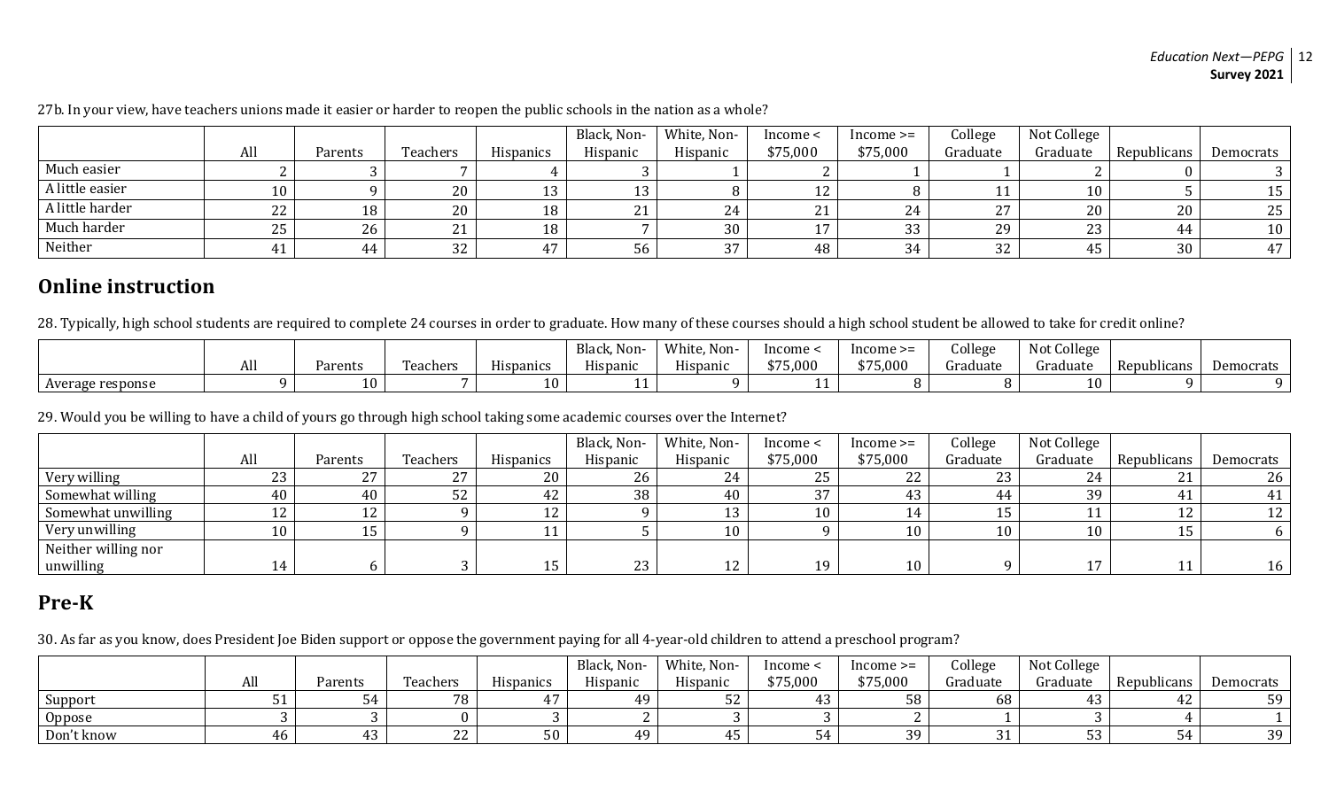27b. In your view, have teachers unions made it easier or harder to reopen the public schools in the nation as a whole?

| | All | Parents | Teachers | Hispanics | Black, Non-Hispanic | White, Non-Hispanic | Income < $75,000 | Income >= $75,000 | College Graduate | Not College Graduate | Republicans | Democrats |
|---|---|---|---|---|---|---|---|---|---|---|---|---|
| Much easier | 2 | 3 | 7 | 4 | 3 | 1 | 2 | 1 | 1 | 2 | 0 | 3 |
| A little easier | 10 | 9 | 20 | 13 | 13 | 8 | 12 | 8 | 11 | 10 | 5 | 15 |
| A little harder | 22 | 18 | 20 | 18 | 21 | 24 | 21 | 24 | 27 | 20 | 20 | 25 |
| Much harder | 25 | 26 | 21 | 18 | 7 | 30 | 17 | 33 | 29 | 23 | 44 | 10 |
| Neither | 41 | 44 | 32 | 47 | 56 | 37 | 48 | 34 | 32 | 45 | 30 | 47 |

## Online instruction

28. Typically, high school students are required to complete 24 courses in order to graduate. How many of these courses should a high school student be allowed to take for credit online?

| | All | Parents | Teachers | Hispanics | Black, Non-Hispanic | White, Non-Hispanic | Income < $75,000 | Income >= $75,000 | College Graduate | Not College Graduate | Republicans | Democrats |
|---|---|---|---|---|---|---|---|---|---|---|---|---|
| Average response | 9 | 10 | 7 | 10 | 11 | 9 | 11 | 8 | 8 | 10 | 9 | 9 |

29. Would you be willing to have a child of yours go through high school taking some academic courses over the Internet?

| | All | Parents | Teachers | Hispanics | Black, Non-Hispanic | White, Non-Hispanic | Income < $75,000 | Income >= $75,000 | College Graduate | Not College Graduate | Republicans | Democrats |
|---|---|---|---|---|---|---|---|---|---|---|---|---|
| Very willing | 23 | 27 | 27 | 20 | 26 | 24 | 25 | 22 | 23 | 24 | 21 | 26 |
| Somewhat willing | 40 | 40 | 52 | 42 | 38 | 40 | 37 | 43 | 44 | 39 | 41 | 41 |
| Somewhat unwilling | 12 | 12 | 9 | 12 | 9 | 13 | 10 | 14 | 15 | 11 | 12 | 12 |
| Very unwilling | 10 | 15 | 9 | 11 | 5 | 10 | 9 | 10 | 10 | 10 | 15 | 6 |
| Neither willing nor unwilling | 14 | 6 | 3 | 15 | 23 | 12 | 19 | 10 | 9 | 17 | 11 | 16 |

## Pre-K

30. As far as you know, does President Joe Biden support or oppose the government paying for all 4-year-old children to attend a preschool program?

| | All | Parents | Teachers | Hispanics | Black, Non-Hispanic | White, Non-Hispanic | Income < $75,000 | Income >= $75,000 | College Graduate | Not College Graduate | Republicans | Democrats |
|---|---|---|---|---|---|---|---|---|---|---|---|---|
| Support | 51 | 54 | 78 | 47 | 49 | 52 | 43 | 58 | 68 | 43 | 42 | 59 |
| Oppose | 3 | 3 | 0 | 3 | 2 | 3 | 3 | 2 | 1 | 3 | 4 | 1 |
| Don't know | 46 | 43 | 22 | 50 | 49 | 45 | 54 | 39 | 31 | 53 | 54 | 39 |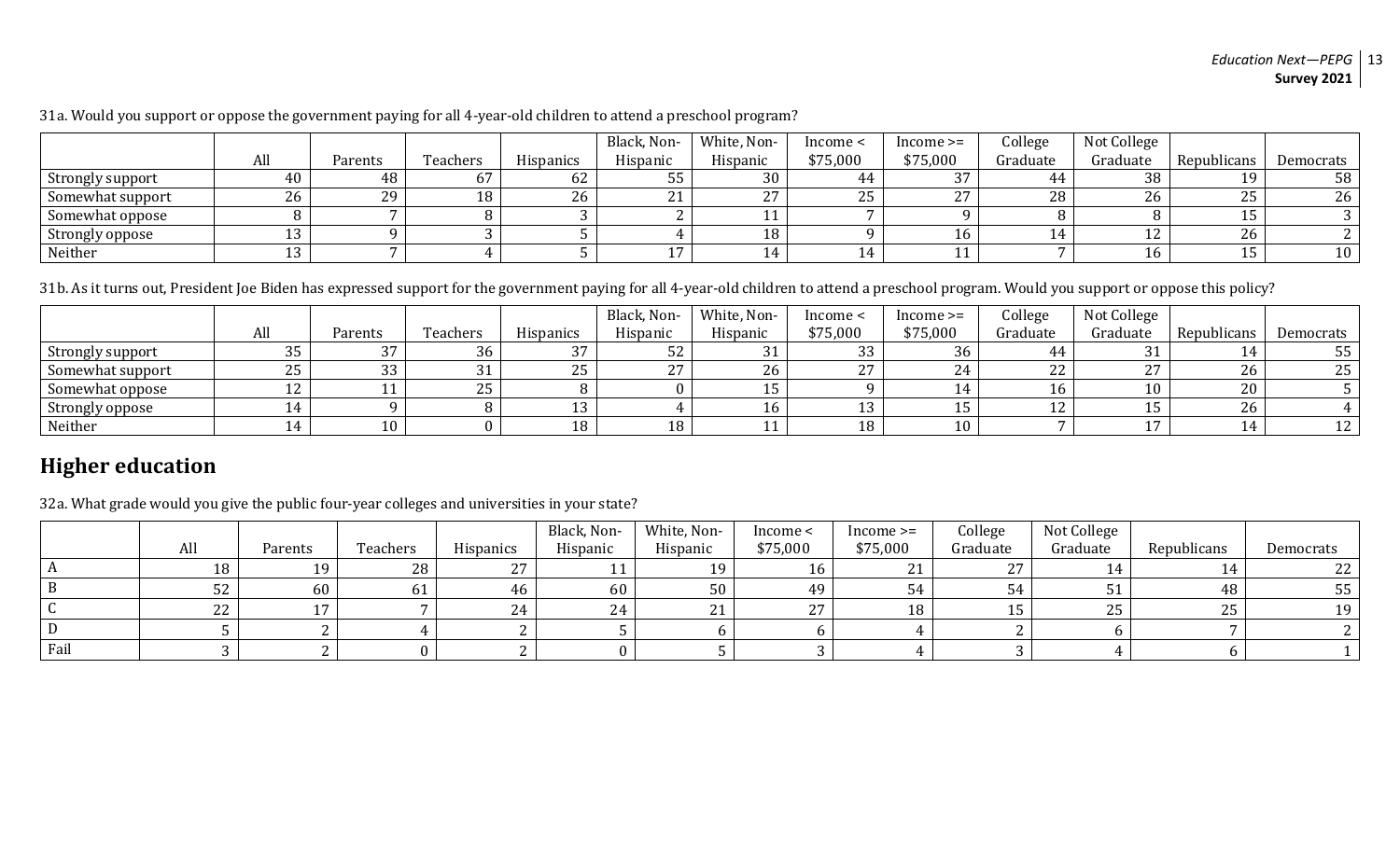31a. Would you support or oppose the government paying for all 4-year-old children to attend a preschool program?

| | All | Parents | Teachers | Hispanics | Black, Non-Hispanic | White, Non-Hispanic | Income < $75,000 | Income >= $75,000 | College Graduate | Not College Graduate | Republicans | Democrats |
|---|---|---|---|---|---|---|---|---|---|---|---|---|
| Strongly support | 40 | 48 | 67 | 62 | 55 | 30 | 44 | 37 | 44 | 38 | 19 | 58 |
| Somewhat support | 26 | 29 | 18 | 26 | 21 | 27 | 25 | 27 | 28 | 26 | 25 | 26 |
| Somewhat oppose | 8 | 7 | 8 | 3 | 2 | 11 | 7 | 9 | 8 | 8 | 15 | 3 |
| Strongly oppose | 13 | 9 | 3 | 5 | 4 | 18 | 9 | 16 | 14 | 12 | 26 | 2 |
| Neither | 13 | 7 | 4 | 5 | 17 | 14 | 14 | 11 | 7 | 16 | 15 | 10 |

31b. As it turns out, President Joe Biden has expressed support for the government paying for all 4-year-old children to attend a preschool program. Would you support or oppose this policy?

| | All | Parents | Teachers | Hispanics | Black, Non-Hispanic | White, Non-Hispanic | Income < $75,000 | Income >= $75,000 | College Graduate | Not College Graduate | Republicans | Democrats |
|---|---|---|---|---|---|---|---|---|---|---|---|---|
| Strongly support | 35 | 37 | 36 | 37 | 52 | 31 | 33 | 36 | 44 | 31 | 14 | 55 |
| Somewhat support | 25 | 33 | 31 | 25 | 27 | 26 | 27 | 24 | 22 | 27 | 26 | 25 |
| Somewhat oppose | 12 | 11 | 25 | 8 | 0 | 15 | 9 | 14 | 16 | 10 | 20 | 5 |
| Strongly oppose | 14 | 9 | 8 | 13 | 4 | 16 | 13 | 15 | 12 | 15 | 26 | 4 |
| Neither | 14 | 10 | 0 | 18 | 18 | 11 | 18 | 10 | 7 | 17 | 14 | 12 |

## Higher education

32a. What grade would you give the public four-year colleges and universities in your state?

| | All | Parents | Teachers | Hispanics | Black, Non-Hispanic | White, Non-Hispanic | Income < $75,000 | Income >= $75,000 | College Graduate | Not College Graduate | Republicans | Democrats |
|---|---|---|---|---|---|---|---|---|---|---|---|---|
| A | 18 | 19 | 28 | 27 | 11 | 19 | 16 | 21 | 27 | 14 | 14 | 22 |
| B | 52 | 60 | 61 | 46 | 60 | 50 | 49 | 54 | 54 | 51 | 48 | 55 |
| C | 22 | 17 | 7 | 24 | 24 | 21 | 27 | 18 | 15 | 25 | 25 | 19 |
| D | 5 | 2 | 4 | 2 | 5 | 6 | 6 | 4 | 2 | 6 | 7 | 2 |
| Fail | 3 | 2 | 0 | 2 | 0 | 5 | 3 | 4 | 3 | 4 | 6 | 1 |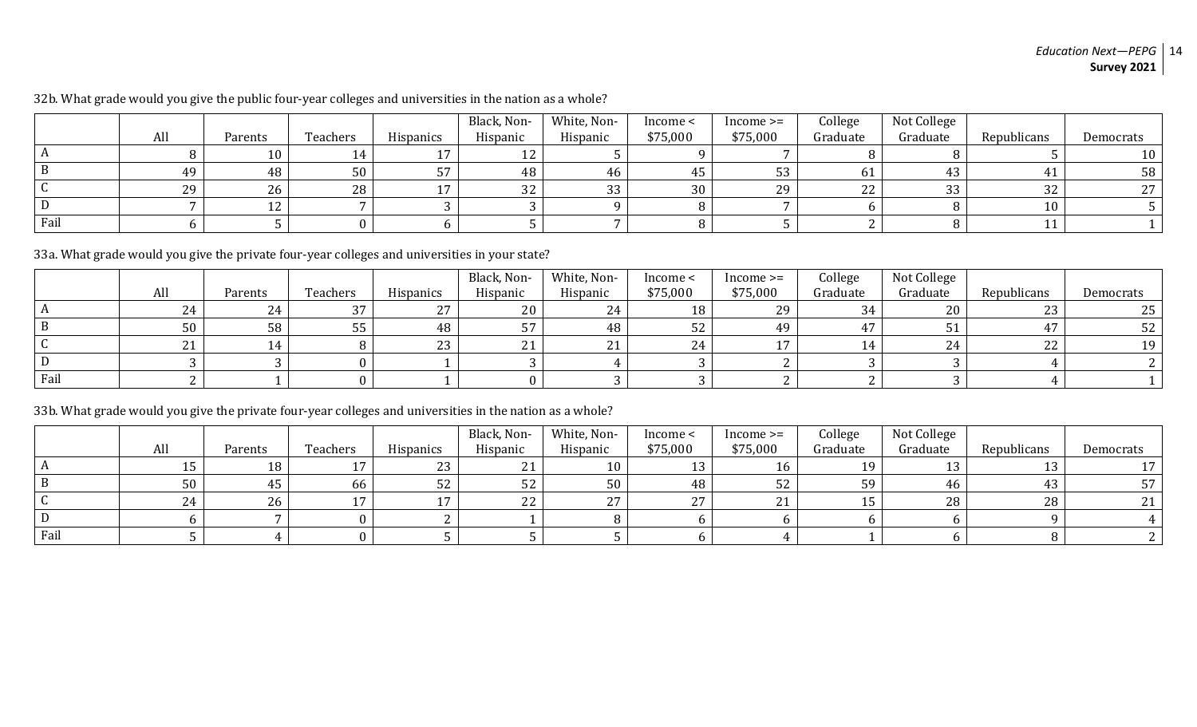32b. What grade would you give the public four-year colleges and universities in the nation as a whole?

| | All | Parents | Teachers | Hispanics | Black, Non-Hispanic | White, Non-Hispanic | Income < $75,000 | Income >= $75,000 | College Graduate | Not College Graduate | Republicans | Democrats |
|---|---|---|---|---|---|---|---|---|---|---|---|---|
| A | 8 | 10 | 14 | 17 | 12 | 5 | 9 | 7 | 8 | 8 | 5 | 10 |
| B | 49 | 48 | 50 | 57 | 48 | 46 | 45 | 53 | 61 | 43 | 41 | 58 |
| C | 29 | 26 | 28 | 17 | 32 | 33 | 30 | 29 | 22 | 33 | 32 | 27 |
| D | 7 | 12 | 7 | 3 | 3 | 9 | 8 | 7 | 6 | 8 | 10 | 5 |
| Fail | 6 | 5 | 0 | 6 | 5 | 7 | 8 | 5 | 2 | 8 | 11 | 1 |

33a. What grade would you give the private four-year colleges and universities in your state?

| | All | Parents | Teachers | Hispanics | Black, Non-Hispanic | White, Non-Hispanic | Income < $75,000 | Income >= $75,000 | College Graduate | Not College Graduate | Republicans | Democrats |
|---|---|---|---|---|---|---|---|---|---|---|---|---|
| A | 24 | 24 | 37 | 27 | 20 | 24 | 18 | 29 | 34 | 20 | 23 | 25 |
| B | 50 | 58 | 55 | 48 | 57 | 48 | 52 | 49 | 47 | 51 | 47 | 52 |
| C | 21 | 14 | 8 | 23 | 21 | 21 | 24 | 17 | 14 | 24 | 22 | 19 |
| D | 3 | 3 | 0 | 1 | 3 | 4 | 3 | 2 | 3 | 3 | 4 | 2 |
| Fail | 2 | 1 | 0 | 1 | 0 | 3 | 3 | 2 | 2 | 3 | 4 | 1 |

33b. What grade would you give the private four-year colleges and universities in the nation as a whole?

| | All | Parents | Teachers | Hispanics | Black, Non-Hispanic | White, Non-Hispanic | Income < $75,000 | Income >= $75,000 | College Graduate | Not College Graduate | Republicans | Democrats |
|---|---|---|---|---|---|---|---|---|---|---|---|---|
| A | 15 | 18 | 17 | 23 | 21 | 10 | 13 | 16 | 19 | 13 | 13 | 17 |
| B | 50 | 45 | 66 | 52 | 52 | 50 | 48 | 52 | 59 | 46 | 43 | 57 |
| C | 24 | 26 | 17 | 17 | 22 | 27 | 27 | 21 | 15 | 28 | 28 | 21 |
| D | 6 | 7 | 0 | 2 | 1 | 8 | 6 | 6 | 6 | 6 | 9 | 4 |
| Fail | 5 | 4 | 0 | 5 | 5 | 5 | 6 | 4 | 1 | 6 | 8 | 2 |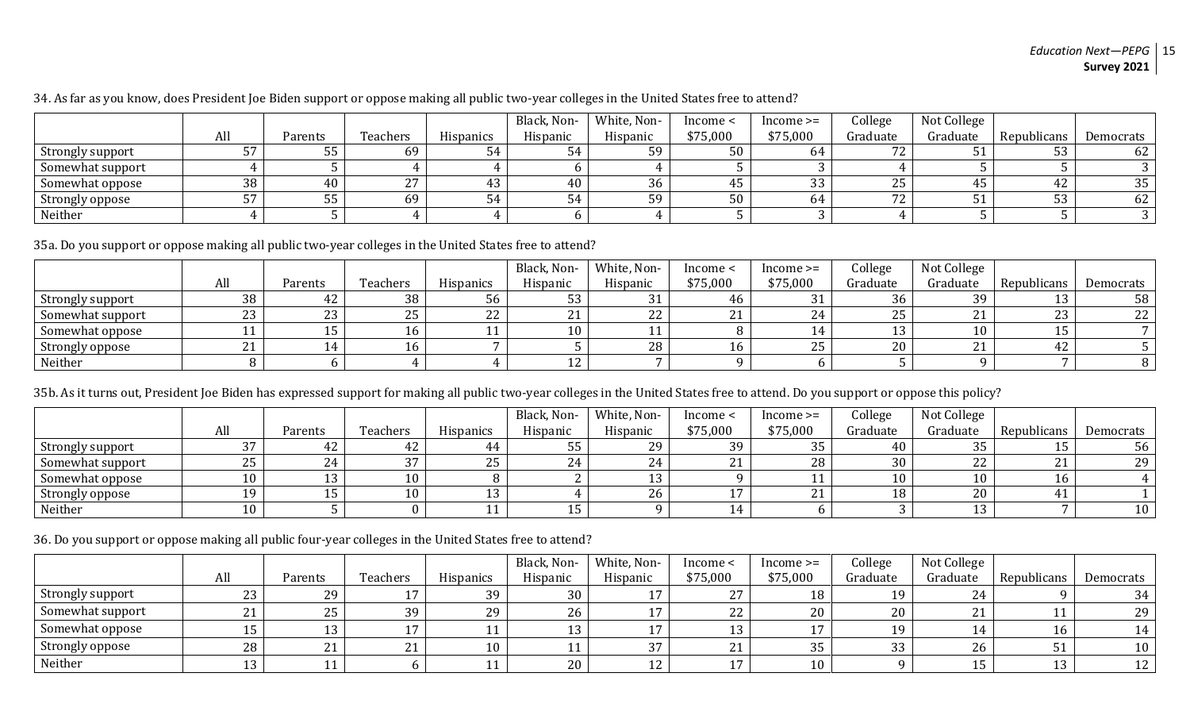34. As far as you know, does President Joe Biden support or oppose making all public two-year colleges in the United States free to attend?

| | All | Parents | Teachers | Hispanics | Black, Non-Hispanic | White, Non-Hispanic | Income < $75,000 | Income >= $75,000 | College Graduate | Not College Graduate | Republicans | Democrats |
|---|---|---|---|---|---|---|---|---|---|---|---|---|
| Strongly support | 57 | 55 | 69 | 54 | 54 | 59 | 50 | 64 | 72 | 51 | 53 | 62 |
| Somewhat support | 4 | 5 | 4 | 4 | 6 | 4 | 5 | 3 | 4 | 5 | 5 | 3 |
| Somewhat oppose | 38 | 40 | 27 | 43 | 40 | 36 | 45 | 33 | 25 | 45 | 42 | 35 |
| Strongly oppose | 57 | 55 | 69 | 54 | 54 | 59 | 50 | 64 | 72 | 51 | 53 | 62 |
| Neither | 4 | 5 | 4 | 4 | 6 | 4 | 5 | 3 | 4 | 5 | 5 | 3 |

35a. Do you support or oppose making all public two-year colleges in the United States free to attend?

| | All | Parents | Teachers | Hispanics | Black, Non-Hispanic | White, Non-Hispanic | Income < $75,000 | Income >= $75,000 | College Graduate | Not College Graduate | Republicans | Democrats |
|---|---|---|---|---|---|---|---|---|---|---|---|---|
| Strongly support | 38 | 42 | 38 | 56 | 53 | 31 | 46 | 31 | 36 | 39 | 13 | 58 |
| Somewhat support | 23 | 23 | 25 | 22 | 21 | 22 | 21 | 24 | 25 | 21 | 23 | 22 |
| Somewhat oppose | 11 | 15 | 16 | 11 | 10 | 11 | 8 | 14 | 13 | 10 | 15 | 7 |
| Strongly oppose | 21 | 14 | 16 | 7 | 5 | 28 | 16 | 25 | 20 | 21 | 42 | 5 |
| Neither | 8 | 6 | 4 | 4 | 12 | 7 | 9 | 6 | 5 | 9 | 7 | 8 |

35b. As it turns out, President Joe Biden has expressed support for making all public two-year colleges in the United States free to attend. Do you support or oppose this policy?

| | All | Parents | Teachers | Hispanics | Black, Non-Hispanic | White, Non-Hispanic | Income < $75,000 | Income >= $75,000 | College Graduate | Not College Graduate | Republicans | Democrats |
|---|---|---|---|---|---|---|---|---|---|---|---|---|
| Strongly support | 37 | 42 | 42 | 44 | 55 | 29 | 39 | 35 | 40 | 35 | 15 | 56 |
| Somewhat support | 25 | 24 | 37 | 25 | 24 | 24 | 21 | 28 | 30 | 22 | 21 | 29 |
| Somewhat oppose | 10 | 13 | 10 | 8 | 2 | 13 | 9 | 11 | 10 | 10 | 16 | 4 |
| Strongly oppose | 19 | 15 | 10 | 13 | 4 | 26 | 17 | 21 | 18 | 20 | 41 | 1 |
| Neither | 10 | 5 | 0 | 11 | 15 | 9 | 14 | 6 | 3 | 13 | 7 | 10 |

36. Do you support or oppose making all public four-year colleges in the United States free to attend?

| | All | Parents | Teachers | Hispanics | Black, Non-Hispanic | White, Non-Hispanic | Income < $75,000 | Income >= $75,000 | College Graduate | Not College Graduate | Republicans | Democrats |
|---|---|---|---|---|---|---|---|---|---|---|---|---|
| Strongly support | 23 | 29 | 17 | 39 | 30 | 17 | 27 | 18 | 19 | 24 | 9 | 34 |
| Somewhat support | 21 | 25 | 39 | 29 | 26 | 17 | 22 | 20 | 20 | 21 | 11 | 29 |
| Somewhat oppose | 15 | 13 | 17 | 11 | 13 | 17 | 13 | 17 | 19 | 14 | 16 | 14 |
| Strongly oppose | 28 | 21 | 21 | 10 | 11 | 37 | 21 | 35 | 33 | 26 | 51 | 10 |
| Neither | 13 | 11 | 6 | 11 | 20 | 12 | 17 | 10 | 9 | 15 | 13 | 12 |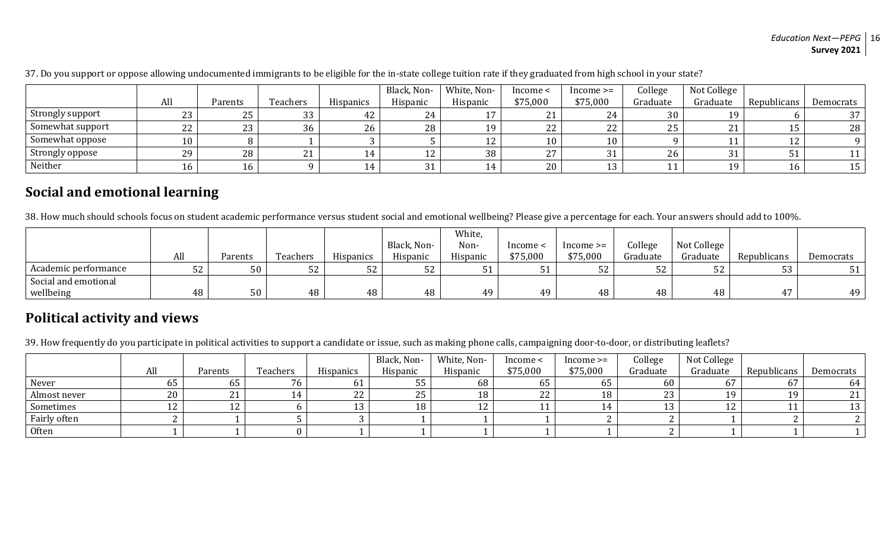37. Do you support or oppose allowing undocumented immigrants to be eligible for the in-state college tuition rate if they graduated from high school in your state?

| | All | Parents | Teachers | Hispanics | Black, Non-Hispanic | White, Non-Hispanic | Income < $75,000 | Income >= $75,000 | College Graduate | Not College Graduate | Republicans | Democrats |
|---|---|---|---|---|---|---|---|---|---|---|---|---|
| Strongly support | 23 | 25 | 33 | 42 | 24 | 17 | 21 | 24 | 30 | 19 | 6 | 37 |
| Somewhat support | 22 | 23 | 36 | 26 | 28 | 19 | 22 | 22 | 25 | 21 | 15 | 28 |
| Somewhat oppose | 10 | 8 | 1 | 3 | 5 | 12 | 10 | 10 | 9 | 11 | 12 | 9 |
| Strongly oppose | 29 | 28 | 21 | 14 | 12 | 38 | 27 | 31 | 26 | 31 | 51 | 11 |
| Neither | 16 | 16 | 9 | 14 | 31 | 14 | 20 | 13 | 11 | 19 | 16 | 15 |

## Social and emotional learning

38. How much should schools focus on student academic performance versus student social and emotional wellbeing? Please give a percentage for each. Your answers should add to 100%.

| | All | Parents | Teachers | Hispanics | Black, Non-Hispanic | White, Non-Hispanic | Income < $75,000 | Income >= $75,000 | College Graduate | Not College Graduate | Republicans | Democrats |
|---|---|---|---|---|---|---|---|---|---|---|---|---|
| Academic performance | 52 | 50 | 52 | 52 | 52 | 51 | 51 | 52 | 52 | 52 | 53 | 51 |
| Social and emotional wellbeing | 48 | 50 | 48 | 48 | 48 | 49 | 49 | 48 | 48 | 48 | 47 | 49 |

## Political activity and views

39. How frequently do you participate in political activities to support a candidate or issue, such as making phone calls, campaigning door-to-door, or distributing leaflets?

| | All | Parents | Teachers | Hispanics | Black, Non-Hispanic | White, Non-Hispanic | Income < $75,000 | Income >= $75,000 | College Graduate | Not College Graduate | Republicans | Democrats |
|---|---|---|---|---|---|---|---|---|---|---|---|---|
| Never | 65 | 65 | 76 | 61 | 55 | 68 | 65 | 65 | 60 | 67 | 67 | 64 |
| Almost never | 20 | 21 | 14 | 22 | 25 | 18 | 22 | 18 | 23 | 19 | 19 | 21 |
| Sometimes | 12 | 12 | 6 | 13 | 18 | 12 | 11 | 14 | 13 | 12 | 11 | 13 |
| Fairly often | 2 | 1 | 5 | 3 | 1 | 1 | 1 | 2 | 2 | 1 | 2 | 2 |
| Often | 1 | 1 | 0 | 1 | 1 | 1 | 1 | 1 | 2 | 1 | 1 | 1 |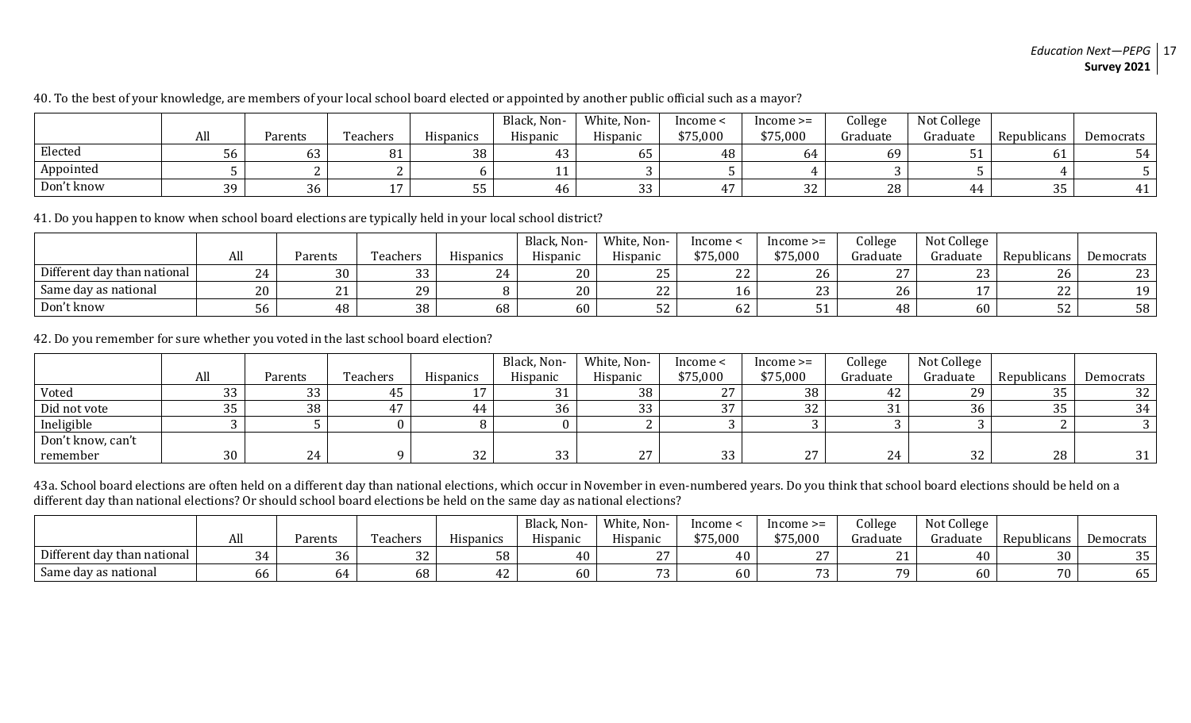40. To the best of your knowledge, are members of your local school board elected or appointed by another public official such as a mayor?

| | All | Parents | Teachers | Hispanics | Black, Non-Hispanic | White, Non-Hispanic | Income < \$75,000 | Income >= \$75,000 | College Graduate | Not College Graduate | Republicans | Democrats |
|---|---|---|---|---|---|---|---|---|---|---|---|---|
| Elected | 56 | 63 | 81 | 38 | 43 | 65 | 48 | 64 | 69 | 51 | 61 | 54 |
| Appointed | 5 | 2 | 2 | 6 | 11 | 3 | 5 | 4 | 3 | 5 | 4 | 5 |
| Don't know | 39 | 36 | 17 | 55 | 46 | 33 | 47 | 32 | 28 | 44 | 35 | 41 |

41. Do you happen to know when school board elections are typically held in your local school district?

| | All | Parents | Teachers | Hispanics | Black, Non-Hispanic | White, Non-Hispanic | Income < \$75,000 | Income >= \$75,000 | College Graduate | Not College Graduate | Republicans | Democrats |
|---|---|---|---|---|---|---|---|---|---|---|---|---|
| Different day than national | 24 | 30 | 33 | 24 | 20 | 25 | 22 | 26 | 27 | 23 | 26 | 23 |
| Same day as national | 20 | 21 | 29 | 8 | 20 | 22 | 16 | 23 | 26 | 17 | 22 | 19 |
| Don't know | 56 | 48 | 38 | 68 | 60 | 52 | 62 | 51 | 48 | 60 | 52 | 58 |

42. Do you remember for sure whether you voted in the last school board election?

| | All | Parents | Teachers | Hispanics | Black, Non-Hispanic | White, Non-Hispanic | Income < \$75,000 | Income >= \$75,000 | College Graduate | Not College Graduate | Republicans | Democrats |
|---|---|---|---|---|---|---|---|---|---|---|---|---|
| Voted | 33 | 33 | 45 | 17 | 31 | 38 | 27 | 38 | 42 | 29 | 35 | 32 |
| Did not vote | 35 | 38 | 47 | 44 | 36 | 33 | 37 | 32 | 31 | 36 | 35 | 34 |
| Ineligible | 3 | 5 | 0 | 8 | 0 | 2 | 3 | 3 | 3 | 3 | 2 | 3 |
| Don't know, can't remember | 30 | 24 | 9 | 32 | 33 | 27 | 33 | 27 | 24 | 32 | 28 | 31 |

43a. School board elections are often held on a different day than national elections, which occur in November in even-numbered years. Do you think that school board elections should be held on a different day than national elections? Or should school board elections be held on the same day as national elections?

| | All | Parents | Teachers | Hispanics | Black, Non-Hispanic | White, Non-Hispanic | Income < \$75,000 | Income >= \$75,000 | College Graduate | Not College Graduate | Republicans | Democrats |
|---|---|---|---|---|---|---|---|---|---|---|---|---|
| Different day than national | 34 | 36 | 32 | 58 | 40 | 27 | 40 | 27 | 21 | 40 | 30 | 35 |
| Same day as national | 66 | 64 | 68 | 42 | 60 | 73 | 60 | 73 | 79 | 60 | 70 | 65 |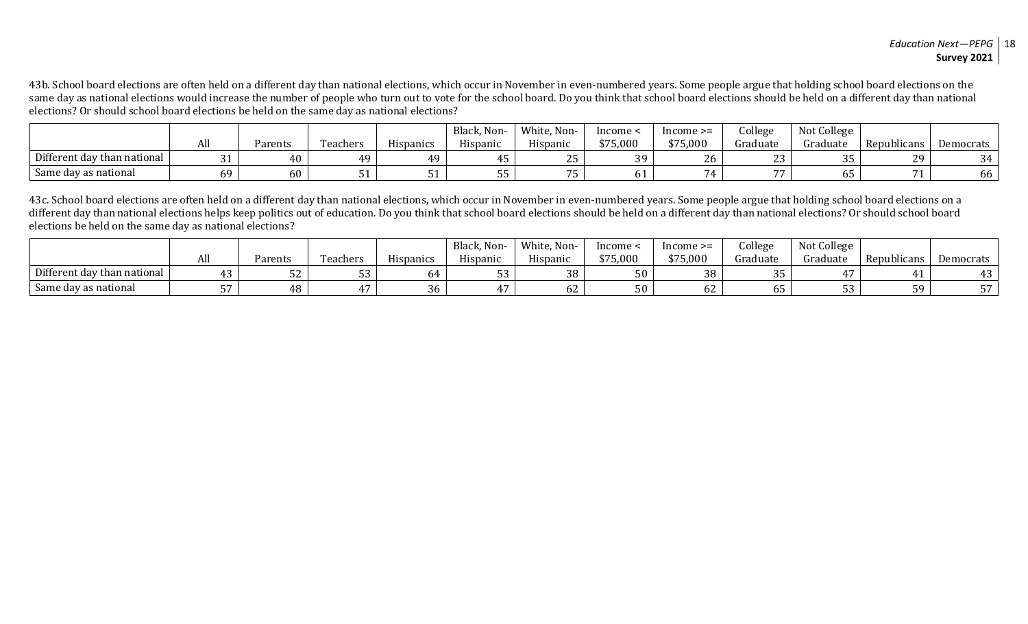43b. School board elections are often held on a different day than national elections, which occur in November in even-numbered years. Some people argue that holding school board elections on the same day as national elections would increase the number of people who turn out to vote for the school board. Do you think that school board elections should be held on a different day than national elections? Or should school board elections be held on the same day as national elections?

| | All | Parents | Teachers | Hispanics | Black, Non-Hispanic | White, Non-Hispanic | Income < $75,000 | Income >= $75,000 | College Graduate | Not College Graduate | Republicans | Democrats |
|---|---|---|---|---|---|---|---|---|---|---|---|---|
| Different day than national | 31 | 40 | 49 | 49 | 45 | 25 | 39 | 26 | 23 | 35 | 29 | 34 |
| Same day as national | 69 | 60 | 51 | 51 | 55 | 75 | 61 | 74 | 77 | 65 | 71 | 66 |

43c. School board elections are often held on a different day than national elections, which occur in November in even-numbered years. Some people argue that holding school board elections on a different day than national elections helps keep politics out of education. Do you think that school board elections should be held on a different day than national elections? Or should school board elections be held on the same day as national elections?

| | All | Parents | Teachers | Hispanics | Black, Non-Hispanic | White, Non-Hispanic | Income < $75,000 | Income >= $75,000 | College Graduate | Not College Graduate | Republicans | Democrats |
|---|---|---|---|---|---|---|---|---|---|---|---|---|
| Different day than national | 43 | 52 | 53 | 64 | 53 | 38 | 50 | 38 | 35 | 47 | 41 | 43 |
| Same day as national | 57 | 48 | 47 | 36 | 47 | 62 | 50 | 62 | 65 | 53 | 59 | 57 |